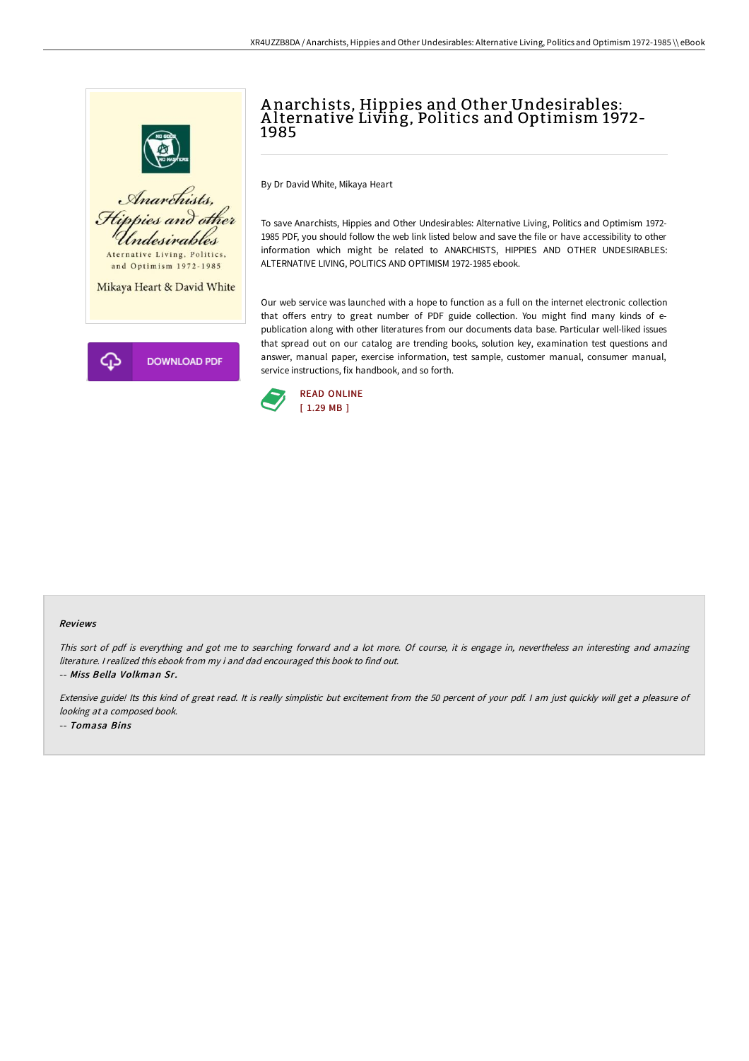# Anarchists, Hippies and Other Undesirables: Alternative Living, Politics and Optimism 1972-1985

By Dr David White, Mikaya Heart

To save Anarchists, Hippies and Other Undesirables: Alternative Living, Politics and Optimism 1972-1985 PDF, you should follow the web link listed below and save the file or have accessibility to other information which might be related to ANARCHISTS, HIPPIES AND OTHER UNDESIRABLES: ALTERNATIVE LIVING, POLITICS AND OPTIMISM 1972-1985 ebook.

Our web service was launched with a hope to function as a full on the internet electronic collection that offers entry to great number of PDF guide collection. You might find many kinds of e-publication along with other literatures from our documents data base. Particular well-liked issues that spread out on our catalog are trending books, solution key, examination test questions and answer, manual paper, exercise information, test sample, customer manual, consumer manual, service instructions, fix handbook, and so forth.

READ ONLINE
[ 1.29 MB ]

DOWNLOAD PDF

## Reviews

*This sort of pdf is everything and got me to searching forward and a lot more. Of course, it is engage in, nevertheless an interesting and amazing literature. I realized this ebook from my i and dad encouraged this book to find out.*

*-- Miss Bella Volkman Sr.*

*Extensive guide! Its this kind of great read. It is really simplistic but excitement from the 50 percent of your pdf. I am just quickly will get a pleasure of looking at a composed book.*

*-- Tomasa Bins*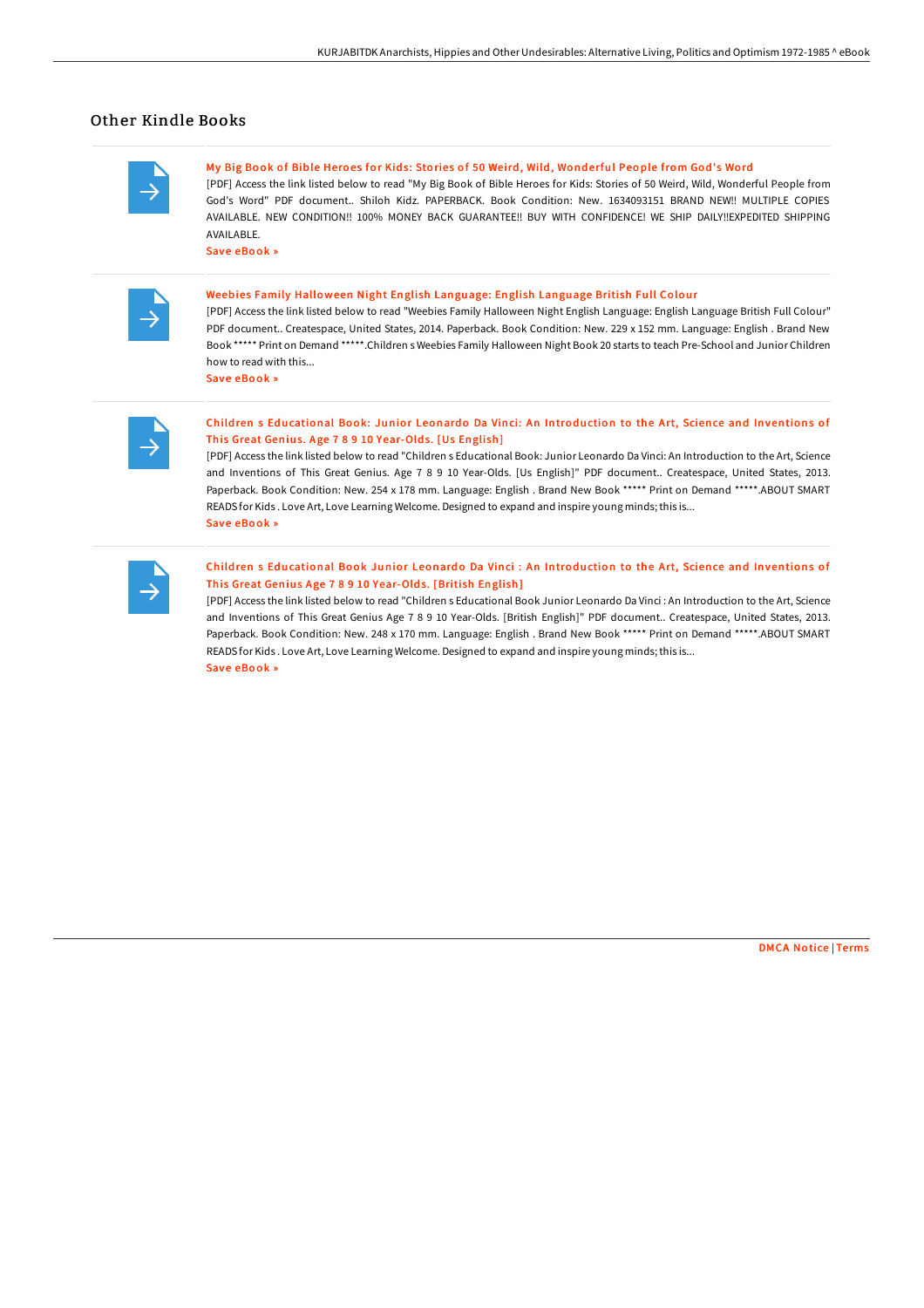## Other Kindle Books

**My Big Book of Bible Heroes for Kids: Stories of 50 Weird, Wild, Wonderful People from God's Word**

[PDF] Access the link listed below to read "My Big Book of Bible Heroes for Kids: Stories of 50 Weird, Wild, Wonderful People from God's Word" PDF document.. Shiloh Kidz. PAPERBACK. Book Condition: New. 1634093151 BRAND NEW!! MULTIPLE COPIES AVAILABLE. NEW CONDITION!! 100% MONEY BACK GUARANTEE!! BUY WITH CONFIDENCE! WE SHIP DAILY!!EXPEDITED SHIPPING AVAILABLE.

Save eBook »

**Weebies Family Halloween Night English Language: English Language British Full Colour**

[PDF] Access the link listed below to read "Weebies Family Halloween Night English Language: English Language British Full Colour" PDF document.. Createspace, United States, 2014. Paperback. Book Condition: New. 229 x 152 mm. Language: English . Brand New Book ***** Print on Demand *****.Children s Weebies Family Halloween Night Book 20 starts to teach Pre-School and Junior Children how to read with this...

Save eBook »

**Children s Educational Book: Junior Leonardo Da Vinci: An Introduction to the Art, Science and Inventions of This Great Genius. Age 7 8 9 10 Year-Olds. [Us English]**

[PDF] Access the link listed below to read "Children s Educational Book: Junior Leonardo Da Vinci: An Introduction to the Art, Science and Inventions of This Great Genius. Age 7 8 9 10 Year-Olds. [Us English]" PDF document.. Createspace, United States, 2013. Paperback. Book Condition: New. 254 x 178 mm. Language: English . Brand New Book ***** Print on Demand *****.ABOUT SMART READS for Kids . Love Art, Love Learning Welcome. Designed to expand and inspire young minds; this is...

Save eBook »

**Children s Educational Book Junior Leonardo Da Vinci : An Introduction to the Art, Science and Inventions of This Great Genius Age 7 8 9 10 Year-Olds. [British English]**

[PDF] Access the link listed below to read "Children s Educational Book Junior Leonardo Da Vinci : An Introduction to the Art, Science and Inventions of This Great Genius Age 7 8 9 10 Year-Olds. [British English]" PDF document.. Createspace, United States, 2013. Paperback. Book Condition: New. 248 x 170 mm. Language: English . Brand New Book ***** Print on Demand *****.ABOUT SMART READS for Kids . Love Art, Love Learning Welcome. Designed to expand and inspire young minds; this is...

Save eBook »

DMCA Notice | Terms